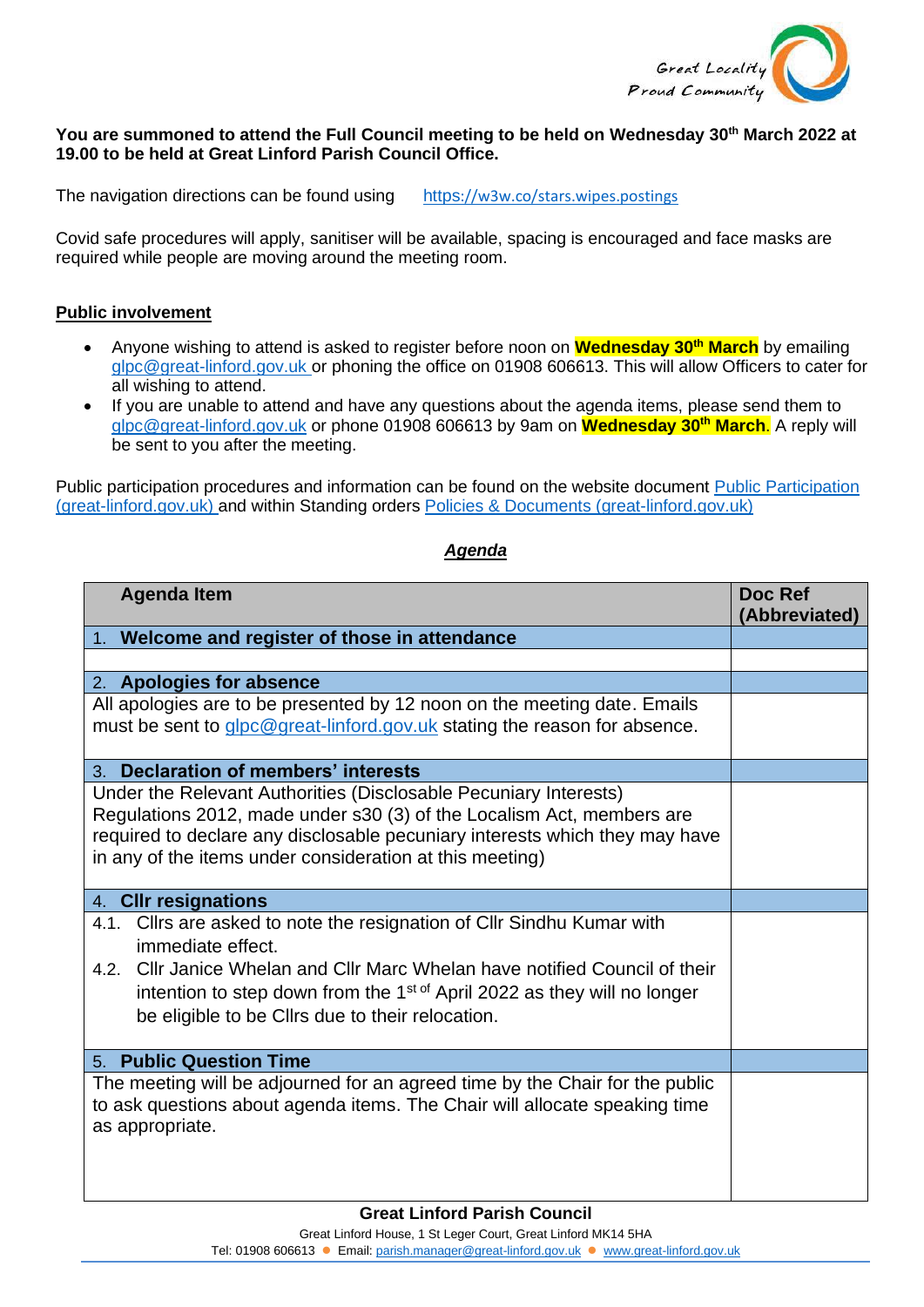**You are summoned to attend the Full Council meeting to be held on Wednesday 30th March 2022 at 19.00 to be held at Great Linford Parish Council Office.**

The navigation directions can be found using https://w3w.co/stars.wipes.postings

Covid safe procedures will apply, sanitiser will be available, spacing is encouraged and face masks are required while people are moving around the meeting room.

**Public involvement**

- Anyone wishing to attend is asked to register before noon on **Wednesday 30th March** by emailing glpc@great-linford.gov.uk or phoning the office on 01908 606613. This will allow Officers to cater for all wishing to attend.
- If you are unable to attend and have any questions about the agenda items, please send them to glpc@great-linford.gov.uk or phone 01908 606613 by 9am on **Wednesday 30th March**. A reply will be sent to you after the meeting.

Public participation procedures and information can be found on the website document Public Participation (great-linford.gov.uk) and within Standing orders Policies & Documents (great-linford.gov.uk)

***Agenda***

| Agenda Item | Doc Ref (Abbreviated) |
|---|---|
| 1. **Welcome and register of those in attendance** | |
| | |
| 2. **Apologies for absence** | |
| All apologies are to be presented by 12 noon on the meeting date. Emails must be sent to glpc@great-linford.gov.uk stating the reason for absence. | |
| 3. **Declaration of members' interests** | |
| Under the Relevant Authorities (Disclosable Pecuniary Interests) Regulations 2012, made under s30 (3) of the Localism Act, members are required to declare any disclosable pecuniary interests which they may have in any of the items under consideration at this meeting) | |
| 4. **Cllr resignations** | |
| 4.1. Cllrs are asked to note the resignation of Cllr Sindhu Kumar with immediate effect.<br>4.2. Cllr Janice Whelan and Cllr Marc Whelan have notified Council of their intention to step down from the 1st of April 2022 as they will no longer be eligible to be Cllrs due to their relocation. | |
| 5. **Public Question Time** | |
| The meeting will be adjourned for an agreed time by the Chair for the public to ask questions about agenda items. The Chair will allocate speaking time as appropriate. | |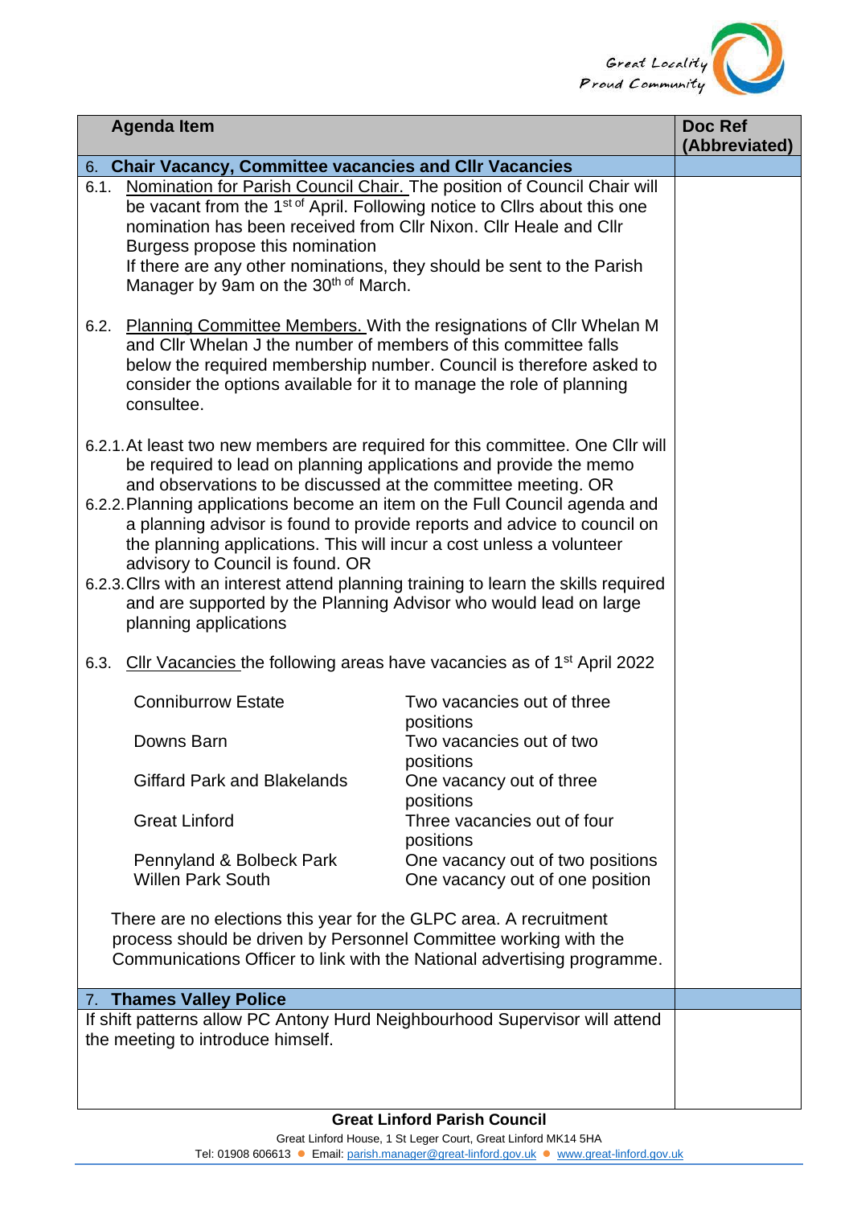| Agenda Item | Doc Ref (Abbreviated) |
|---|---|
| **6. Chair Vacancy, Committee vacancies and Cllr Vacancies** | |
| 6.1. Nomination for Parish Council Chair. The position of Council Chair will be vacant from the 1st of April. Following notice to Cllrs about this one nomination has been received from Cllr Nixon. Cllr Heale and Cllr Burgess propose this nomination<br>If there are any other nominations, they should be sent to the Parish Manager by 9am on the 30th of March.<br><br>6.2. Planning Committee Members. With the resignations of Cllr Whelan M and Cllr Whelan J the number of members of this committee falls below the required membership number. Council is therefore asked to consider the options available for it to manage the role of planning consultee.<br><br>6.2.1. At least two new members are required for this committee. One Cllr will be required to lead on planning applications and provide the memo and observations to be discussed at the committee meeting. OR<br>6.2.2. Planning applications become an item on the Full Council agenda and a planning advisor is found to provide reports and advice to council on the planning applications. This will incur a cost unless a volunteer advisory to Council is found. OR<br>6.2.3. Cllrs with an interest attend planning training to learn the skills required and are supported by the Planning Advisor who would lead on large planning applications<br><br>6.3. Cllr Vacancies the following areas have vacancies as of 1st April 2022<br><br>Conniburrow Estate — Two vacancies out of three positions<br>Downs Barn — Two vacancies out of two positions<br>Giffard Park and Blakelands — One vacancy out of three positions<br>Great Linford — Three vacancies out of four positions<br>Pennyland & Bolbeck Park — One vacancy out of two positions<br>Willen Park South — One vacancy out of one position<br><br>There are no elections this year for the GLPC area. A recruitment process should be driven by Personnel Committee working with the Communications Officer to link with the National advertising programme. | |
| **7. Thames Valley Police** | |
| If shift patterns allow PC Antony Hurd Neighbourhood Supervisor will attend the meeting to introduce himself. | |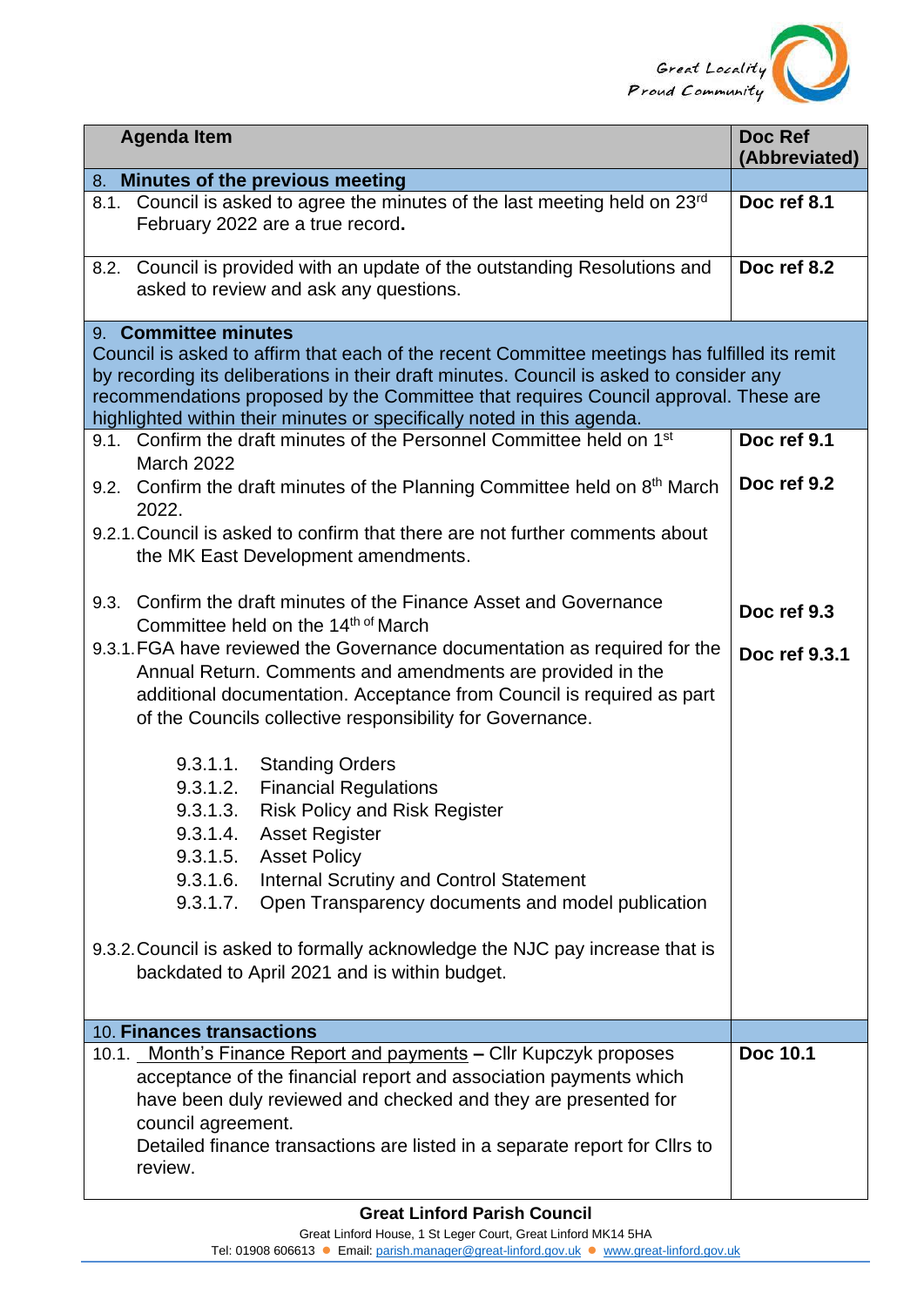| Agenda Item | Doc Ref (Abbreviated) |
|---|---|
| **8. Minutes of the previous meeting** | |
| 8.1. Council is asked to agree the minutes of the last meeting held on 23rd February 2022 are a true record**.** | **Doc ref 8.1** |
| 8.2. Council is provided with an update of the outstanding Resolutions and asked to review and ask any questions. | **Doc ref 8.2** |
| **9. Committee minutes**<br>Council is asked to affirm that each of the recent Committee meetings has fulfilled its remit by recording its deliberations in their draft minutes. Council is asked to consider any recommendations proposed by the Committee that requires Council approval. These are highlighted within their minutes or specifically noted in this agenda. | |
| 9.1. Confirm the draft minutes of the Personnel Committee held on 1st March 2022 | **Doc ref 9.1** |
| 9.2. Confirm the draft minutes of the Planning Committee held on 8th March 2022.<br>9.2.1. Council is asked to confirm that there are not further comments about the MK East Development amendments. | **Doc ref 9.2** |
| 9.3. Confirm the draft minutes of the Finance Asset and Governance Committee held on the 14th of March | **Doc ref 9.3** |
| 9.3.1. FGA have reviewed the Governance documentation as required for the Annual Return. Comments and amendments are provided in the additional documentation. Acceptance from Council is required as part of the Councils collective responsibility for Governance.<br>9.3.1.1. Standing Orders<br>9.3.1.2. Financial Regulations<br>9.3.1.3. Risk Policy and Risk Register<br>9.3.1.4. Asset Register<br>9.3.1.5. Asset Policy<br>9.3.1.6. Internal Scrutiny and Control Statement<br>9.3.1.7. Open Transparency documents and model publication<br>9.3.2. Council is asked to formally acknowledge the NJC pay increase that is backdated to April 2021 and is within budget. | **Doc ref 9.3.1** |
| **10. Finances transactions** | |
| 10.1. Month's Finance Report and payments **–** Cllr Kupczyk proposes acceptance of the financial report and association payments which have been duly reviewed and checked and they are presented for council agreement.<br>Detailed finance transactions are listed in a separate report for Cllrs to review. | **Doc 10.1** |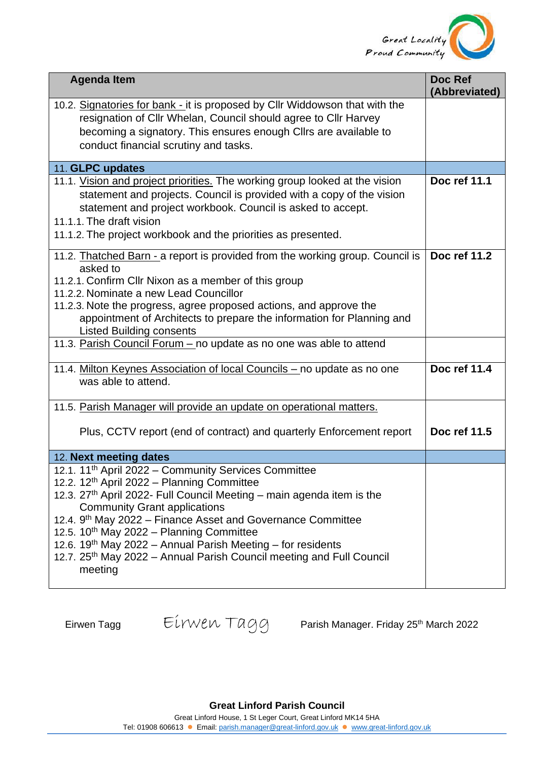| Agenda Item | Doc Ref (Abbreviated) |
|---|---|
| 10.2. Signatories for bank - it is proposed by Cllr Widdowson that with the resignation of Cllr Whelan, Council should agree to Cllr Harvey becoming a signatory. This ensures enough Cllrs are available to conduct financial scrutiny and tasks. | |
| 11. **GLPC updates** | |
| 11.1. Vision and project priorities. The working group looked at the vision statement and projects. Council is provided with a copy of the vision statement and project workbook. Council is asked to accept.<br>11.1.1. The draft vision<br>11.1.2. The project workbook and the priorities as presented. | **Doc ref 11.1** |
| 11.2. Thatched Barn - a report is provided from the working group. Council is asked to<br>11.2.1. Confirm Cllr Nixon as a member of this group<br>11.2.2. Nominate a new Lead Councillor<br>11.2.3. Note the progress, agree proposed actions, and approve the appointment of Architects to prepare the information for Planning and Listed Building consents | **Doc ref 11.2** |
| 11.3. Parish Council Forum – no update as no one was able to attend | |
| 11.4. Milton Keynes Association of local Councils – no update as no one was able to attend. | **Doc ref 11.4** |
| 11.5. Parish Manager will provide an update on operational matters.<br><br>Plus, CCTV report (end of contract) and quarterly Enforcement report | **Doc ref 11.5** |
| 12. **Next meeting dates** | |
| 12.1. 11th April 2022 – Community Services Committee<br>12.2. 12th April 2022 – Planning Committee<br>12.3. 27th April 2022- Full Council Meeting – main agenda item is the Community Grant applications<br>12.4. 9th May 2022 – Finance Asset and Governance Committee<br>12.5. 10th May 2022 – Planning Committee<br>12.6. 19th May 2022 – Annual Parish Meeting – for residents<br>12.7. 25th May 2022 – Annual Parish Council meeting and Full Council meeting | |

Eirwen Tagg &nbsp;&nbsp; *Eirwen Tagg* &nbsp;&nbsp; Parish Manager. Friday 25th March 2022

**Great Linford Parish Council**

Great Linford House, 1 St Leger Court, Great Linford MK14 5HA

Tel: 01908 606613 ● Email: parish.manager@great-linford.gov.uk ● www.great-linford.gov.uk